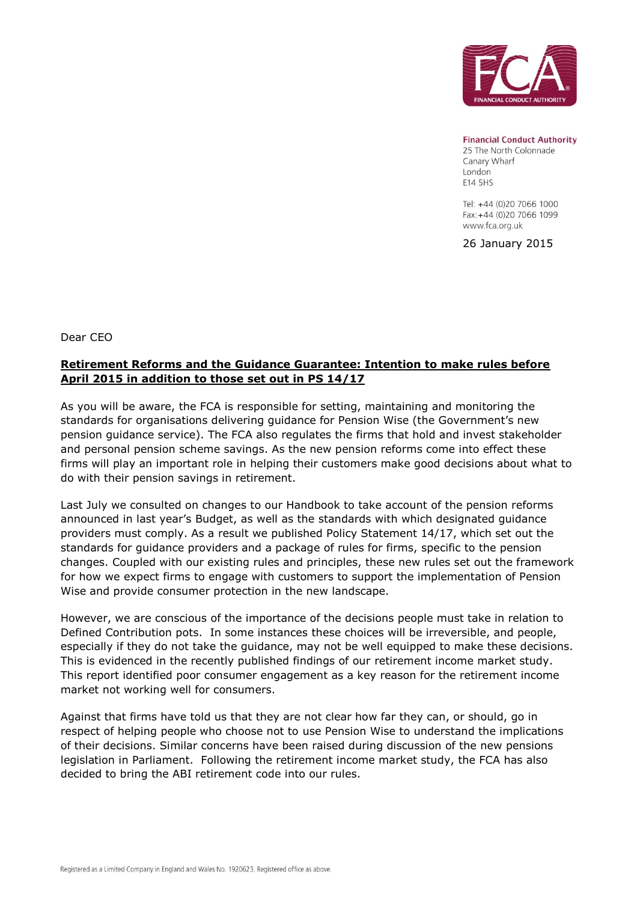**Financial Conduct Authority**
25 The North Colonnade
Canary Wharf
London
E14 5HS

Tel: +44 (0)20 7066 1000
Fax: +44 (0)20 7066 1099
www.fca.org.uk

26 January 2015

Dear CEO

**Retirement Reforms and the Guidance Guarantee: Intention to make rules before April 2015 in addition to those set out in PS 14/17**

As you will be aware, the FCA is responsible for setting, maintaining and monitoring the standards for organisations delivering guidance for Pension Wise (the Government's new pension guidance service). The FCA also regulates the firms that hold and invest stakeholder and personal pension scheme savings. As the new pension reforms come into effect these firms will play an important role in helping their customers make good decisions about what to do with their pension savings in retirement.

Last July we consulted on changes to our Handbook to take account of the pension reforms announced in last year's Budget, as well as the standards with which designated guidance providers must comply. As a result we published Policy Statement 14/17, which set out the standards for guidance providers and a package of rules for firms, specific to the pension changes. Coupled with our existing rules and principles, these new rules set out the framework for how we expect firms to engage with customers to support the implementation of Pension Wise and provide consumer protection in the new landscape.

However, we are conscious of the importance of the decisions people must take in relation to Defined Contribution pots. In some instances these choices will be irreversible, and people, especially if they do not take the guidance, may not be well equipped to make these decisions. This is evidenced in the recently published findings of our retirement income market study. This report identified poor consumer engagement as a key reason for the retirement income market not working well for consumers.

Against that firms have told us that they are not clear how far they can, or should, go in respect of helping people who choose not to use Pension Wise to understand the implications of their decisions. Similar concerns have been raised during discussion of the new pensions legislation in Parliament. Following the retirement income market study, the FCA has also decided to bring the ABI retirement code into our rules.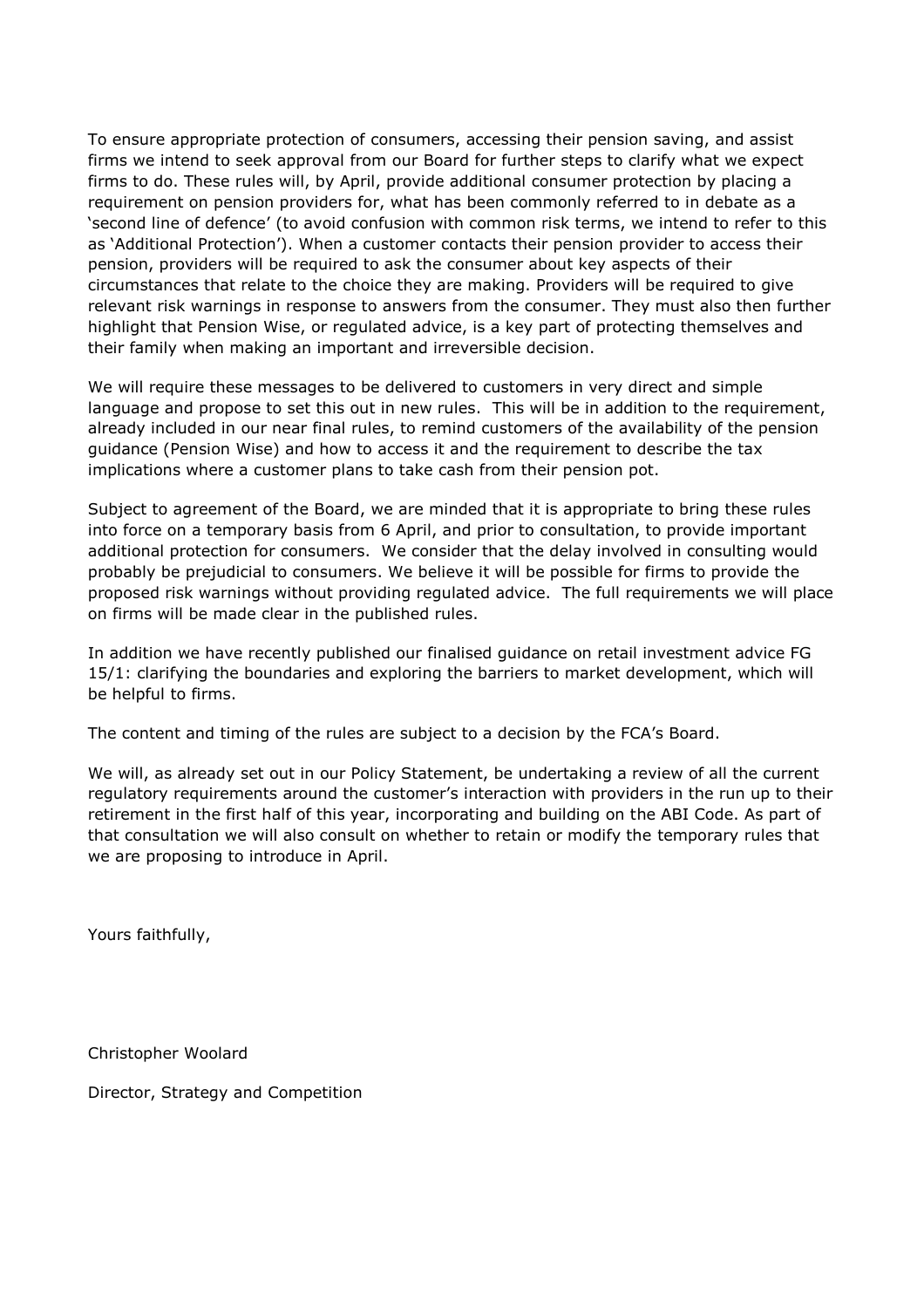To ensure appropriate protection of consumers, accessing their pension saving, and assist firms we intend to seek approval from our Board for further steps to clarify what we expect firms to do. These rules will, by April, provide additional consumer protection by placing a requirement on pension providers for, what has been commonly referred to in debate as a 'second line of defence' (to avoid confusion with common risk terms, we intend to refer to this as 'Additional Protection'). When a customer contacts their pension provider to access their pension, providers will be required to ask the consumer about key aspects of their circumstances that relate to the choice they are making. Providers will be required to give relevant risk warnings in response to answers from the consumer. They must also then further highlight that Pension Wise, or regulated advice, is a key part of protecting themselves and their family when making an important and irreversible decision.

We will require these messages to be delivered to customers in very direct and simple language and propose to set this out in new rules. This will be in addition to the requirement, already included in our near final rules, to remind customers of the availability of the pension guidance (Pension Wise) and how to access it and the requirement to describe the tax implications where a customer plans to take cash from their pension pot.

Subject to agreement of the Board, we are minded that it is appropriate to bring these rules into force on a temporary basis from 6 April, and prior to consultation, to provide important additional protection for consumers. We consider that the delay involved in consulting would probably be prejudicial to consumers. We believe it will be possible for firms to provide the proposed risk warnings without providing regulated advice. The full requirements we will place on firms will be made clear in the published rules.

In addition we have recently published our finalised guidance on retail investment advice FG 15/1: clarifying the boundaries and exploring the barriers to market development, which will be helpful to firms.

The content and timing of the rules are subject to a decision by the FCA's Board.

We will, as already set out in our Policy Statement, be undertaking a review of all the current regulatory requirements around the customer's interaction with providers in the run up to their retirement in the first half of this year, incorporating and building on the ABI Code. As part of that consultation we will also consult on whether to retain or modify the temporary rules that we are proposing to introduce in April.

Yours faithfully,

Christopher Woolard

Director, Strategy and Competition